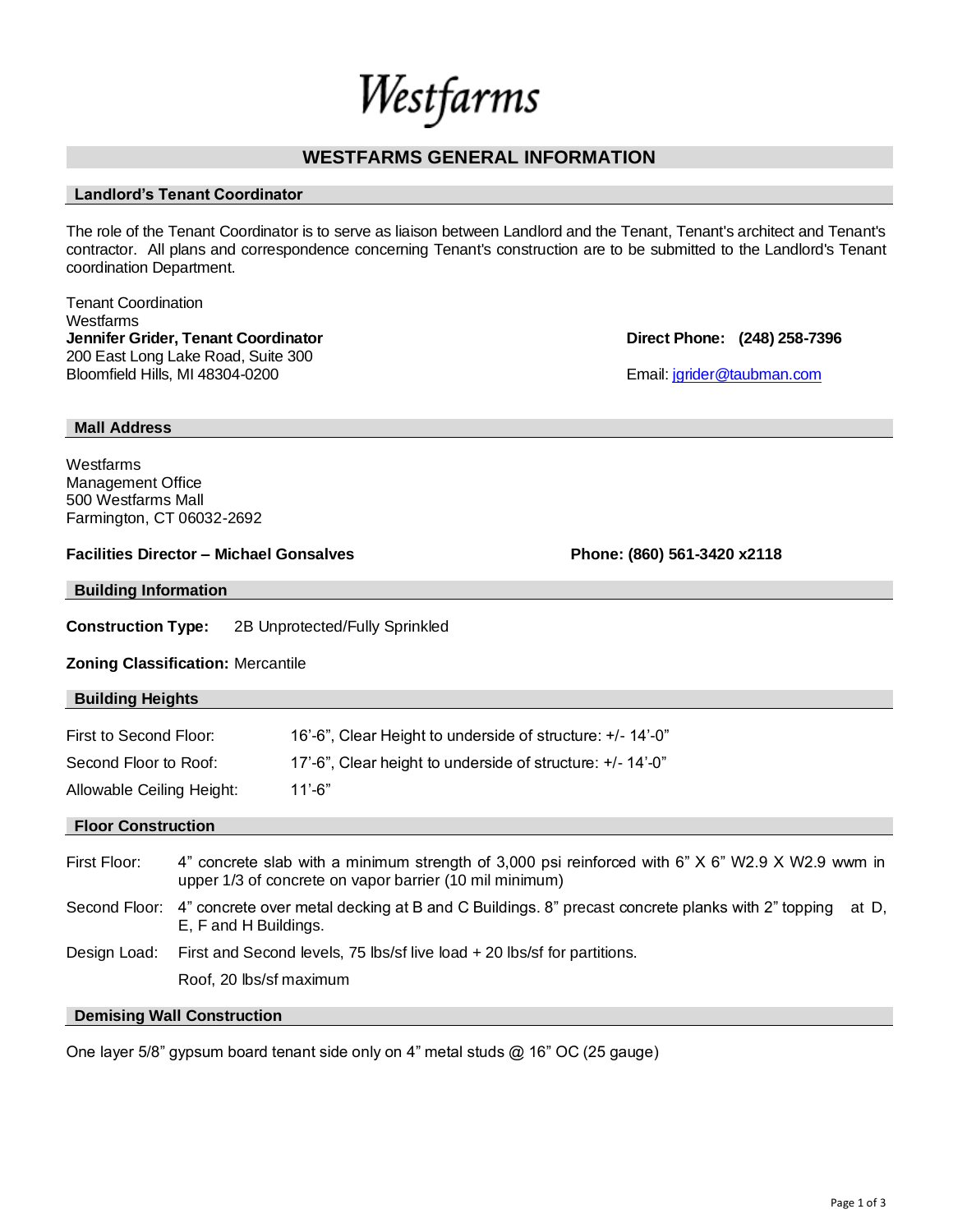# Westfarms

## WESTFARMS GENERAL INFORMATION

### Landlord's Tenant Coordinator

The role of the Tenant Coordinator is to serve as liaison between Landlord and the Tenant, Tenant's architect and Tenant's contractor. All plans and correspondence concerning Tenant's construction are to be submitted to the Landlord's Tenant coordination Department.

Tenant Coordination
Westfarms
**Jennifer Grider, Tenant Coordinator**
200 East Long Lake Road, Suite 300
Bloomfield Hills, MI 48304-0200

**Direct Phone: (248) 258-7396**

Email: jgrider@taubman.com

### Mall Address

Westfarms
Management Office
500 Westfarms Mall
Farmington, CT 06032-2692

**Facilities Director – Michael Gonsalves** **Phone: (860) 561-3420 x2118**

### Building Information

**Construction Type:** 2B Unprotected/Fully Sprinkled

**Zoning Classification:** Mercantile

### Building Heights

| | |
|---|---|
| First to Second Floor: | 16'-6", Clear Height to underside of structure: +/- 14'-0" |
| Second Floor to Roof: | 17'-6", Clear height to underside of structure: +/- 14'-0" |
| Allowable Ceiling Height: | 11'-6" |

### Floor Construction

| | |
|---|---|
| First Floor: | 4" concrete slab with a minimum strength of 3,000 psi reinforced with 6" X 6" W2.9 X W2.9 wwm in upper 1/3 of concrete on vapor barrier (10 mil minimum) |
| Second Floor: | 4" concrete over metal decking at B and C Buildings. 8" precast concrete planks with 2" topping at D, E, F and H Buildings. |
| Design Load: | First and Second levels, 75 lbs/sf live load + 20 lbs/sf for partitions. |
| | Roof, 20 lbs/sf maximum |

### Demising Wall Construction

One layer 5/8" gypsum board tenant side only on 4" metal studs @ 16" OC (25 gauge)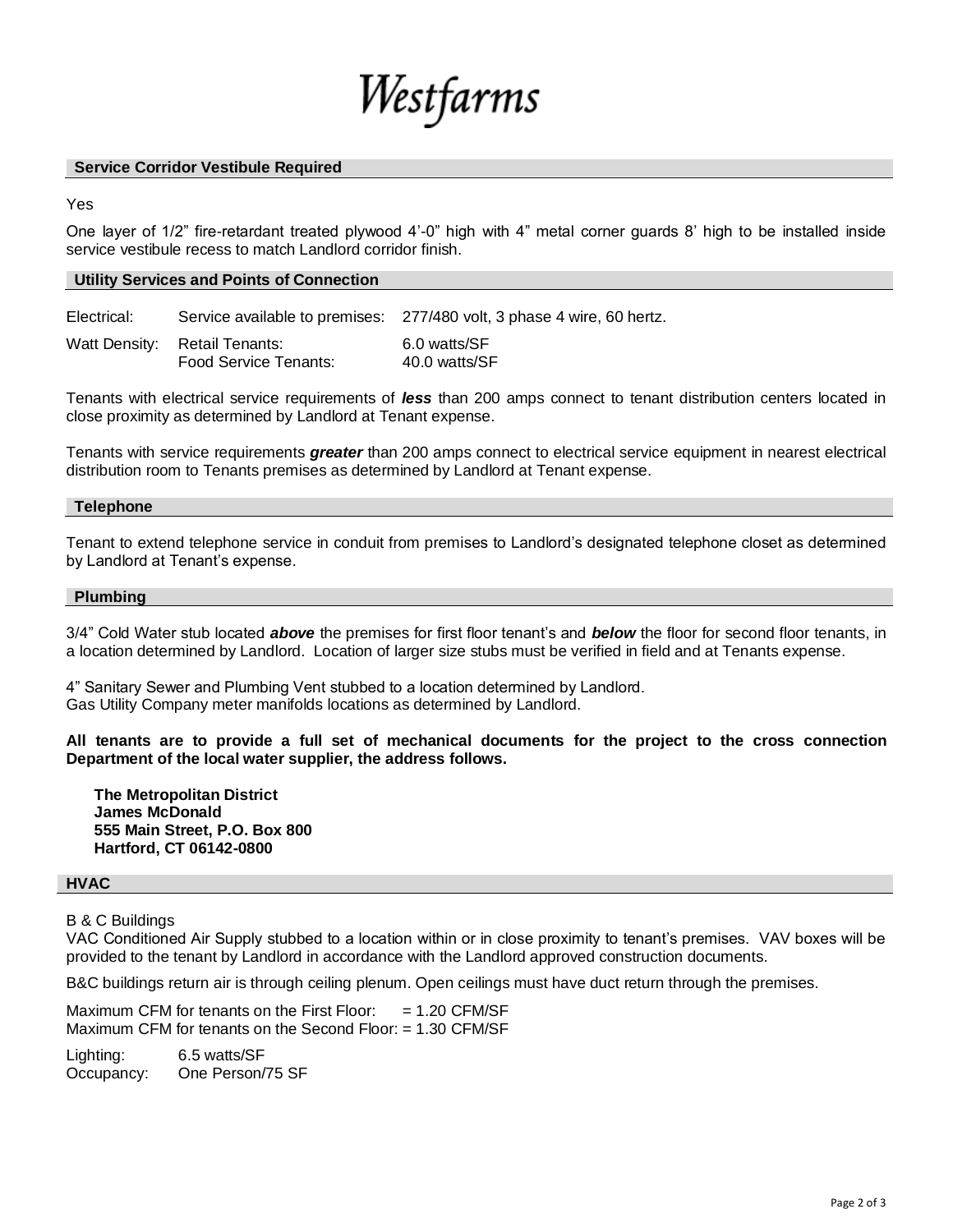# Westfarms

## Service Corridor Vestibule Required

Yes

One layer of 1/2" fire-retardant treated plywood 4'-0" high with 4" metal corner guards 8' high to be installed inside service vestibule recess to match Landlord corridor finish.

## Utility Services and Points of Connection

| | | |
|---|---|---|
| Electrical: | Service available to premises: | 277/480 volt, 3 phase 4 wire, 60 hertz. |
| Watt Density: | Retail Tenants: | 6.0 watts/SF |
| | Food Service Tenants: | 40.0 watts/SF |

Tenants with electrical service requirements of ***less*** than 200 amps connect to tenant distribution centers located in close proximity as determined by Landlord at Tenant expense.

Tenants with service requirements ***greater*** than 200 amps connect to electrical service equipment in nearest electrical distribution room to Tenants premises as determined by Landlord at Tenant expense.

## Telephone

Tenant to extend telephone service in conduit from premises to Landlord's designated telephone closet as determined by Landlord at Tenant's expense.

## Plumbing

3/4" Cold Water stub located ***above*** the premises for first floor tenant's and ***below*** the floor for second floor tenants, in a location determined by Landlord. Location of larger size stubs must be verified in field and at Tenants expense.

4" Sanitary Sewer and Plumbing Vent stubbed to a location determined by Landlord.
Gas Utility Company meter manifolds locations as determined by Landlord.

**All tenants are to provide a full set of mechanical documents for the project to the cross connection Department of the local water supplier, the address follows.**

**The Metropolitan District**
**James McDonald**
**555 Main Street, P.O. Box 800**
**Hartford, CT 06142-0800**

## HVAC

B & C Buildings
VAC Conditioned Air Supply stubbed to a location within or in close proximity to tenant's premises. VAV boxes will be provided to the tenant by Landlord in accordance with the Landlord approved construction documents.

B&C buildings return air is through ceiling plenum. Open ceilings must have duct return through the premises.

Maximum CFM for tenants on the First Floor: = 1.20 CFM/SF
Maximum CFM for tenants on the Second Floor: = 1.30 CFM/SF

Lighting: 6.5 watts/SF
Occupancy: One Person/75 SF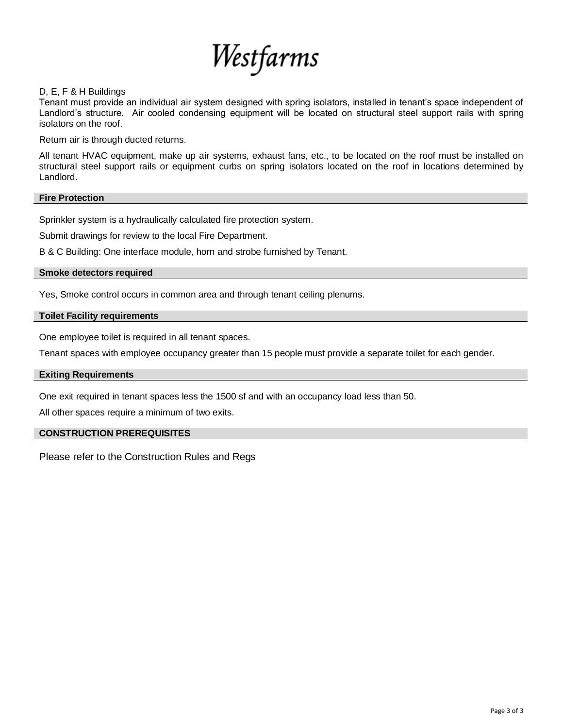D, E, F & H Buildings

Tenant must provide an individual air system designed with spring isolators, installed in tenant's space independent of Landlord's structure. Air cooled condensing equipment will be located on structural steel support rails with spring isolators on the roof.

Return air is through ducted returns.

All tenant HVAC equipment, make up air systems, exhaust fans, etc., to be located on the roof must be installed on structural steel support rails or equipment curbs on spring isolators located on the roof in locations determined by Landlord.

## Fire Protection

Sprinkler system is a hydraulically calculated fire protection system.

Submit drawings for review to the local Fire Department.

B & C Building: One interface module, horn and strobe furnished by Tenant.

## Smoke detectors required

Yes, Smoke control occurs in common area and through tenant ceiling plenums.

## Toilet Facility requirements

One employee toilet is required in all tenant spaces.

Tenant spaces with employee occupancy greater than 15 people must provide a separate toilet for each gender.

## Exiting Requirements

One exit required in tenant spaces less the 1500 sf and with an occupancy load less than 50.

All other spaces require a minimum of two exits.

## CONSTRUCTION PREREQUISITES

Please refer to the Construction Rules and Regs